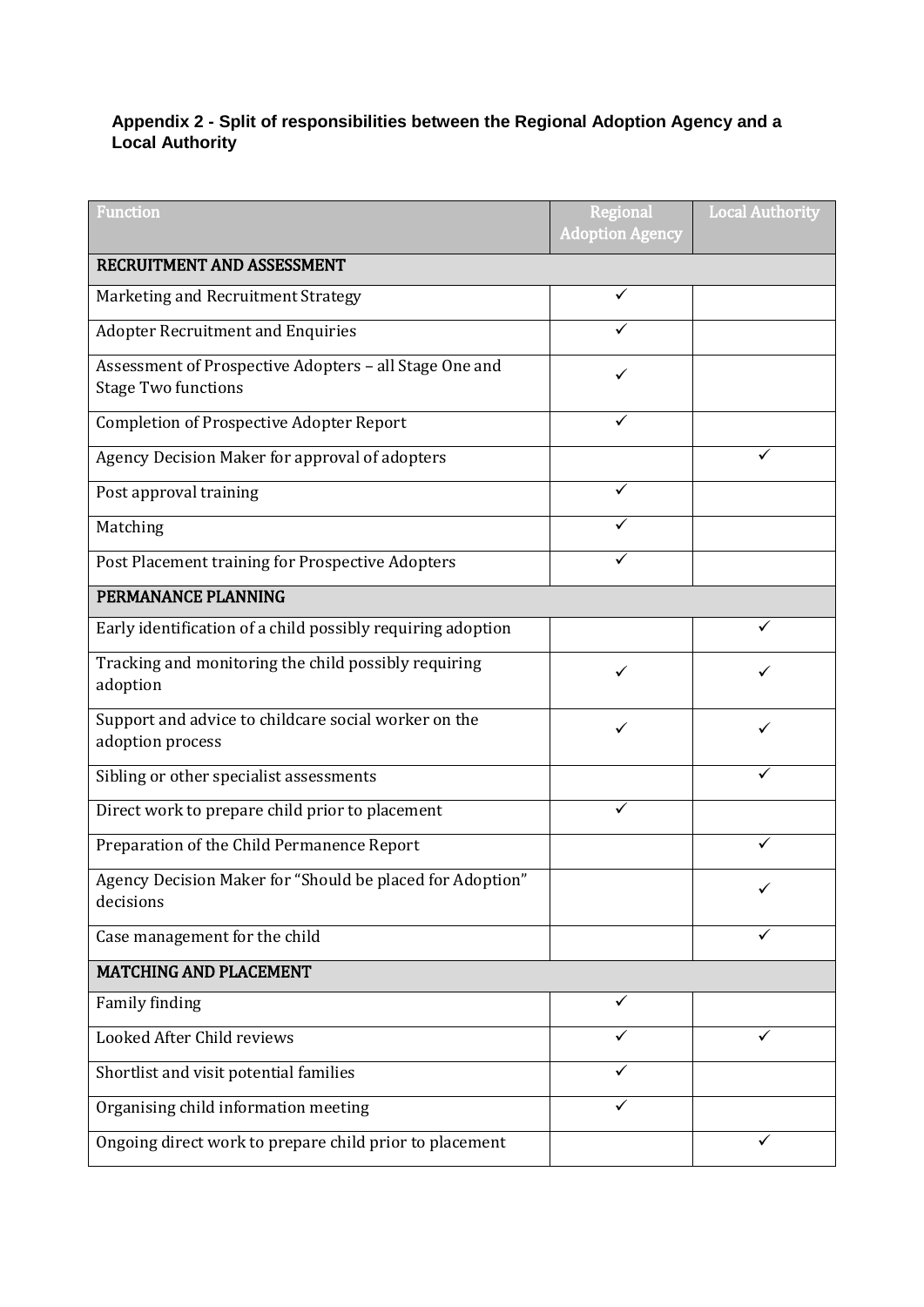**Appendix 2 - Split of responsibilities between the Regional Adoption Agency and a Local Authority**

| Function | Regional Adoption Agency | Local Authority |
|---|---|---|
| **RECRUITMENT AND ASSESSMENT** | | |
| Marketing and Recruitment Strategy | ✓ | |
| Adopter Recruitment and Enquiries | ✓ | |
| Assessment of Prospective Adopters – all Stage One and Stage Two functions | ✓ | |
| Completion of Prospective Adopter Report | ✓ | |
| Agency Decision Maker for approval of adopters | | ✓ |
| Post approval training | ✓ | |
| Matching | ✓ | |
| Post Placement training for Prospective Adopters | ✓ | |
| **PERMANANCE PLANNING** | | |
| Early identification of a child possibly requiring adoption | | ✓ |
| Tracking and monitoring the child possibly requiring adoption | ✓ | ✓ |
| Support and advice to childcare social worker on the adoption process | ✓ | ✓ |
| Sibling or other specialist assessments | | ✓ |
| Direct work to prepare child prior to placement | ✓ | |
| Preparation of the Child Permanence Report | | ✓ |
| Agency Decision Maker for "Should be placed for Adoption" decisions | | ✓ |
| Case management for the child | | ✓ |
| **MATCHING AND PLACEMENT** | | |
| Family finding | ✓ | |
| Looked After Child reviews | ✓ | ✓ |
| Shortlist and visit potential families | ✓ | |
| Organising child information meeting | ✓ | |
| Ongoing direct work to prepare child prior to placement | | ✓ |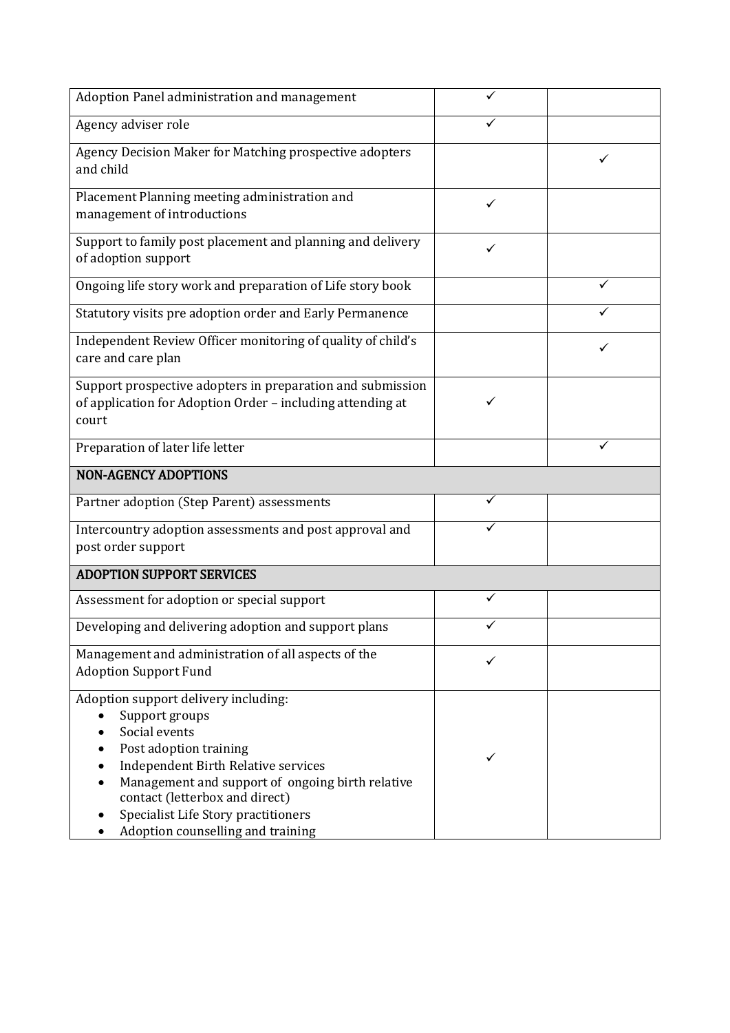| | | |
|---|---|---|
| Adoption Panel administration and management | ✓ | |
| Agency adviser role | ✓ | |
| Agency Decision Maker for Matching prospective adopters and child | | ✓ |
| Placement Planning meeting administration and management of introductions | ✓ | |
| Support to family post placement and planning and delivery of adoption support | ✓ | |
| Ongoing life story work and preparation of Life story book | | ✓ |
| Statutory visits pre adoption order and Early Permanence | | ✓ |
| Independent Review Officer monitoring of quality of child's care and care plan | | ✓ |
| Support prospective adopters in preparation and submission of application for Adoption Order – including attending at court | ✓ | |
| Preparation of later life letter | | ✓ |
| **NON-AGENCY ADOPTIONS** | | |
| Partner adoption (Step Parent) assessments | ✓ | |
| Intercountry adoption assessments and post approval and post order support | ✓ | |
| **ADOPTION SUPPORT SERVICES** | | |
| Assessment for adoption or special support | ✓ | |
| Developing and delivering adoption and support plans | ✓ | |
| Management and administration of all aspects of the Adoption Support Fund | ✓ | |
| Adoption support delivery including: <br>• Support groups <br>• Social events <br>• Post adoption training <br>• Independent Birth Relative services <br>• Management and support of ongoing birth relative contact (letterbox and direct) <br>• Specialist Life Story practitioners <br>• Adoption counselling and training | ✓ | |